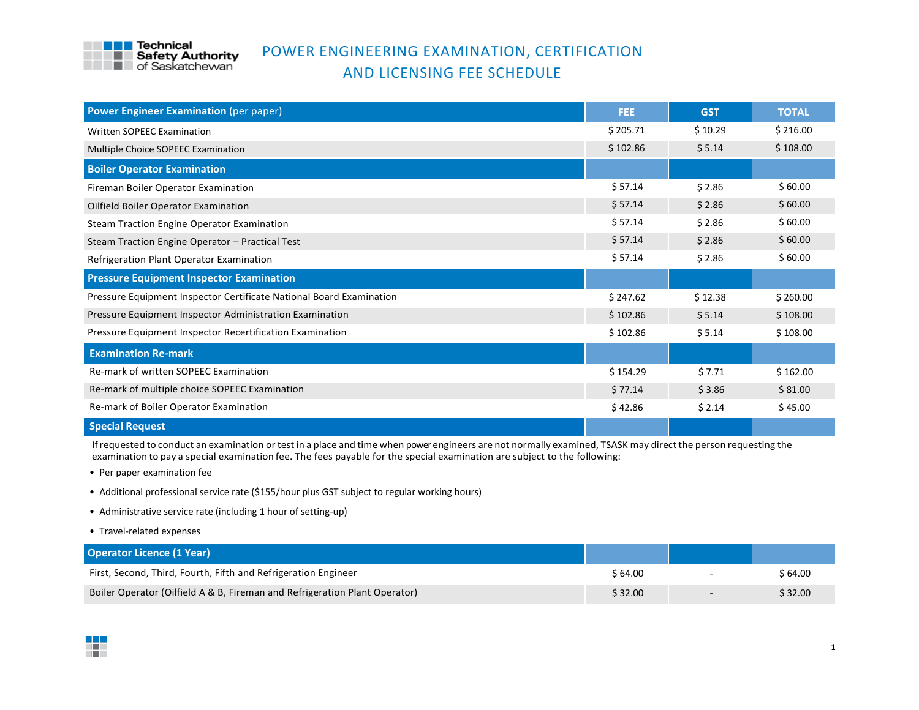Technical Safety Authority of Saskatchewan

# POWER ENGINEERING EXAMINATION, CERTIFICATION AND LICENSING FEE SCHEDULE

| **Power Engineer Examination** (per paper) | FEE | GST | TOTAL |
|---|---|---|---|
| Written SOPEEC Examination | $ 205.71 | $ 10.29 | $ 216.00 |
| Multiple Choice SOPEEC Examination | $ 102.86 | $ 5.14 | $ 108.00 |
| **Boiler Operator Examination** | | | |
| Fireman Boiler Operator Examination | $ 57.14 | $ 2.86 | $ 60.00 |
| Oilfield Boiler Operator Examination | $ 57.14 | $ 2.86 | $ 60.00 |
| Steam Traction Engine Operator Examination | $ 57.14 | $ 2.86 | $ 60.00 |
| Steam Traction Engine Operator – Practical Test | $ 57.14 | $ 2.86 | $ 60.00 |
| Refrigeration Plant Operator Examination | $ 57.14 | $ 2.86 | $ 60.00 |
| **Pressure Equipment Inspector Examination** | | | |
| Pressure Equipment Inspector Certificate National Board Examination | $ 247.62 | $ 12.38 | $ 260.00 |
| Pressure Equipment Inspector Administration Examination | $ 102.86 | $ 5.14 | $ 108.00 |
| Pressure Equipment Inspector Recertification Examination | $ 102.86 | $ 5.14 | $ 108.00 |
| **Examination Re-mark** | | | |
| Re-mark of written SOPEEC Examination | $ 154.29 | $ 7.71 | $ 162.00 |
| Re-mark of multiple choice SOPEEC Examination | $ 77.14 | $ 3.86 | $ 81.00 |
| Re-mark of Boiler Operator Examination | $ 42.86 | $ 2.14 | $ 45.00 |

**Special Request**

If requested to conduct an examination or test in a place and time when power engineers are not normally examined, TSASK may direct the person requesting the examination to pay a special examination fee. The fees payable for the special examination are subject to the following:

- Per paper examination fee
- Additional professional service rate ($155/hour plus GST subject to regular working hours)
- Administrative service rate (including 1 hour of setting-up)
- Travel-related expenses

| **Operator Licence (1 Year)** | | | |
|---|---|---|---|
| First, Second, Third, Fourth, Fifth and Refrigeration Engineer | $ 64.00 | - | $ 64.00 |
| Boiler Operator (Oilfield A & B, Fireman and Refrigeration Plant Operator) | $ 32.00 | - | $ 32.00 |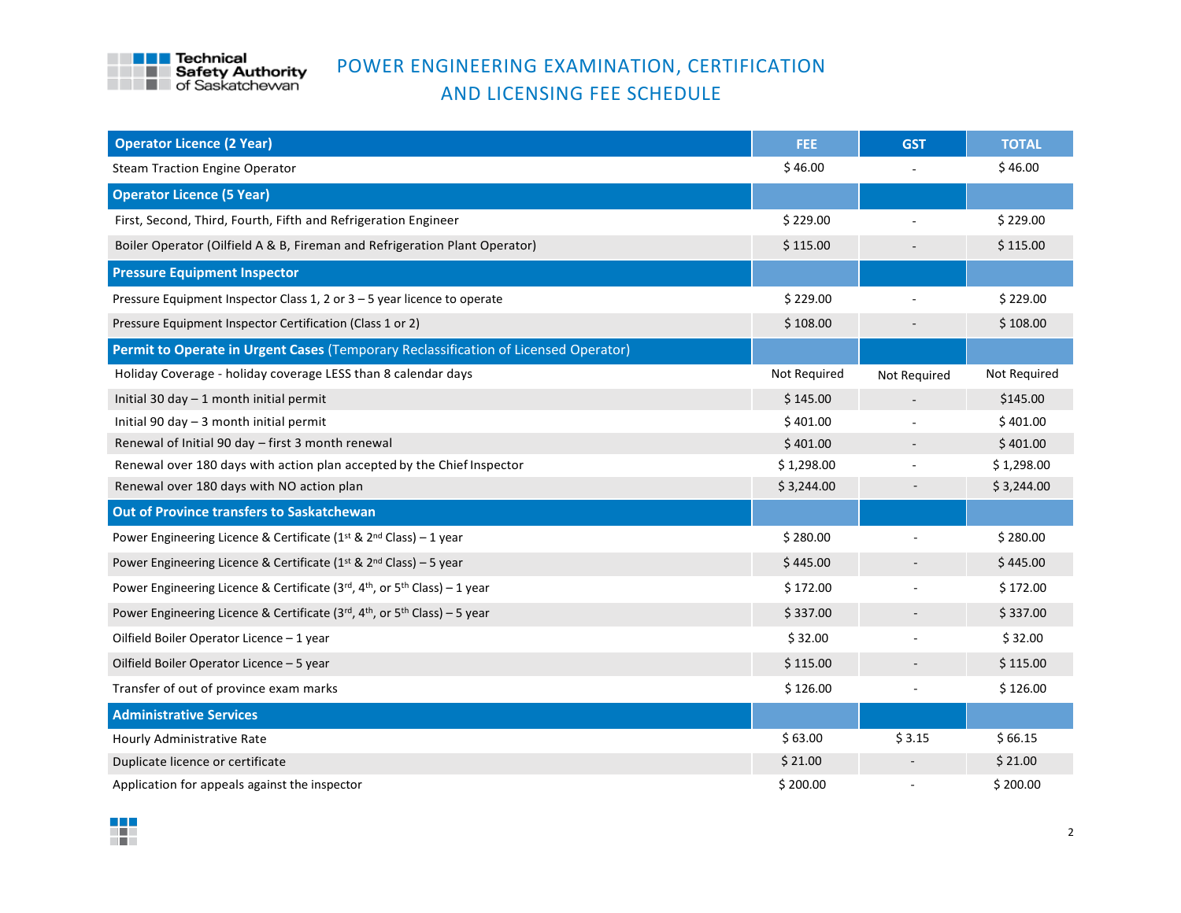# POWER ENGINEERING EXAMINATION, CERTIFICATION AND LICENSING FEE SCHEDULE

| **Operator Licence (2 Year)** | **FEE** | **GST** | **TOTAL** |
|---|---|---|---|
| Steam Traction Engine Operator | $ 46.00 | - | $ 46.00 |
| **Operator Licence (5 Year)** | | | |
| First, Second, Third, Fourth, Fifth and Refrigeration Engineer | $ 229.00 | - | $ 229.00 |
| Boiler Operator (Oilfield A & B, Fireman and Refrigeration Plant Operator) | $ 115.00 | - | $ 115.00 |
| **Pressure Equipment Inspector** | | | |
| Pressure Equipment Inspector Class 1, 2 or 3 – 5 year licence to operate | $ 229.00 | - | $ 229.00 |
| Pressure Equipment Inspector Certification (Class 1 or 2) | $ 108.00 | - | $ 108.00 |
| **Permit to Operate in Urgent Cases** (Temporary Reclassification of Licensed Operator) | | | |
| Holiday Coverage - holiday coverage LESS than 8 calendar days | Not Required | Not Required | Not Required |
| Initial 30 day – 1 month initial permit | $ 145.00 | - | $145.00 |
| Initial 90 day – 3 month initial permit | $ 401.00 | - | $ 401.00 |
| Renewal of Initial 90 day – first 3 month renewal | $ 401.00 | - | $ 401.00 |
| Renewal over 180 days with action plan accepted by the Chief Inspector | $ 1,298.00 | - | $ 1,298.00 |
| Renewal over 180 days with NO action plan | $ 3,244.00 | - | $ 3,244.00 |
| **Out of Province transfers to Saskatchewan** | | | |
| Power Engineering Licence & Certificate (1st & 2nd Class) – 1 year | $ 280.00 | - | $ 280.00 |
| Power Engineering Licence & Certificate (1st & 2nd Class) – 5 year | $ 445.00 | - | $ 445.00 |
| Power Engineering Licence & Certificate (3rd, 4th, or 5th Class) – 1 year | $ 172.00 | - | $ 172.00 |
| Power Engineering Licence & Certificate (3rd, 4th, or 5th Class) – 5 year | $ 337.00 | - | $ 337.00 |
| Oilfield Boiler Operator Licence – 1 year | $ 32.00 | - | $ 32.00 |
| Oilfield Boiler Operator Licence – 5 year | $ 115.00 | - | $ 115.00 |
| Transfer of out of province exam marks | $ 126.00 | - | $ 126.00 |
| **Administrative Services** | | | |
| Hourly Administrative Rate | $ 63.00 | $ 3.15 | $ 66.15 |
| Duplicate licence or certificate | $ 21.00 | - | $ 21.00 |
| Application for appeals against the inspector | $ 200.00 | - | $ 200.00 |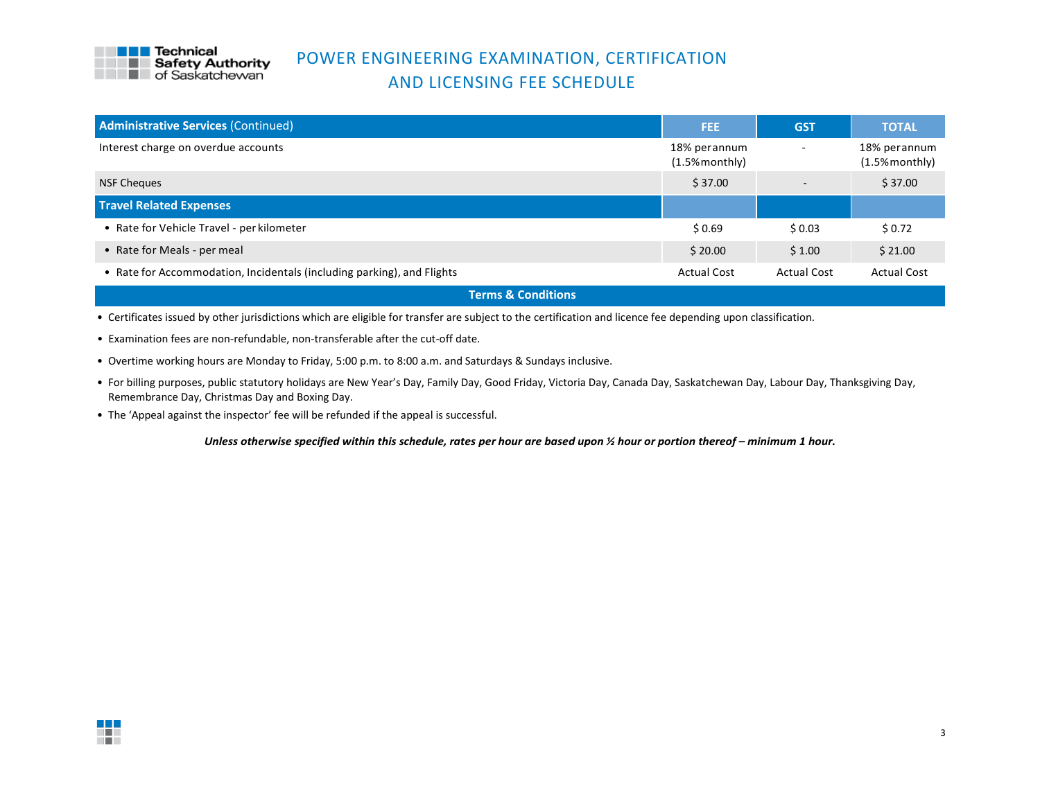# POWER ENGINEERING EXAMINATION, CERTIFICATION AND LICENSING FEE SCHEDULE

| **Administrative Services** (Continued) | **FEE** | **GST** | **TOTAL** |
|---|---|---|---|
| Interest charge on overdue accounts | 18% perannum (1.5%monthly) | - | 18% perannum (1.5%monthly) |
| NSF Cheques | $ 37.00 | - | $ 37.00 |
| **Travel Related Expenses** | | | |
| • Rate for Vehicle Travel - per kilometer | $ 0.69 | $ 0.03 | $ 0.72 |
| • Rate for Meals - per meal | $ 20.00 | $ 1.00 | $ 21.00 |
| • Rate for Accommodation, Incidentals (including parking), and Flights | Actual Cost | Actual Cost | Actual Cost |

## Terms & Conditions

- Certificates issued by other jurisdictions which are eligible for transfer are subject to the certification and licence fee depending upon classification.
- Examination fees are non-refundable, non-transferable after the cut-off date.
- Overtime working hours are Monday to Friday, 5:00 p.m. to 8:00 a.m. and Saturdays & Sundays inclusive.
- For billing purposes, public statutory holidays are New Year's Day, Family Day, Good Friday, Victoria Day, Canada Day, Saskatchewan Day, Labour Day, Thanksgiving Day, Remembrance Day, Christmas Day and Boxing Day.
- The 'Appeal against the inspector' fee will be refunded if the appeal is successful.

***Unless otherwise specified within this schedule, rates per hour are based upon ½ hour or portion thereof – minimum 1 hour.***